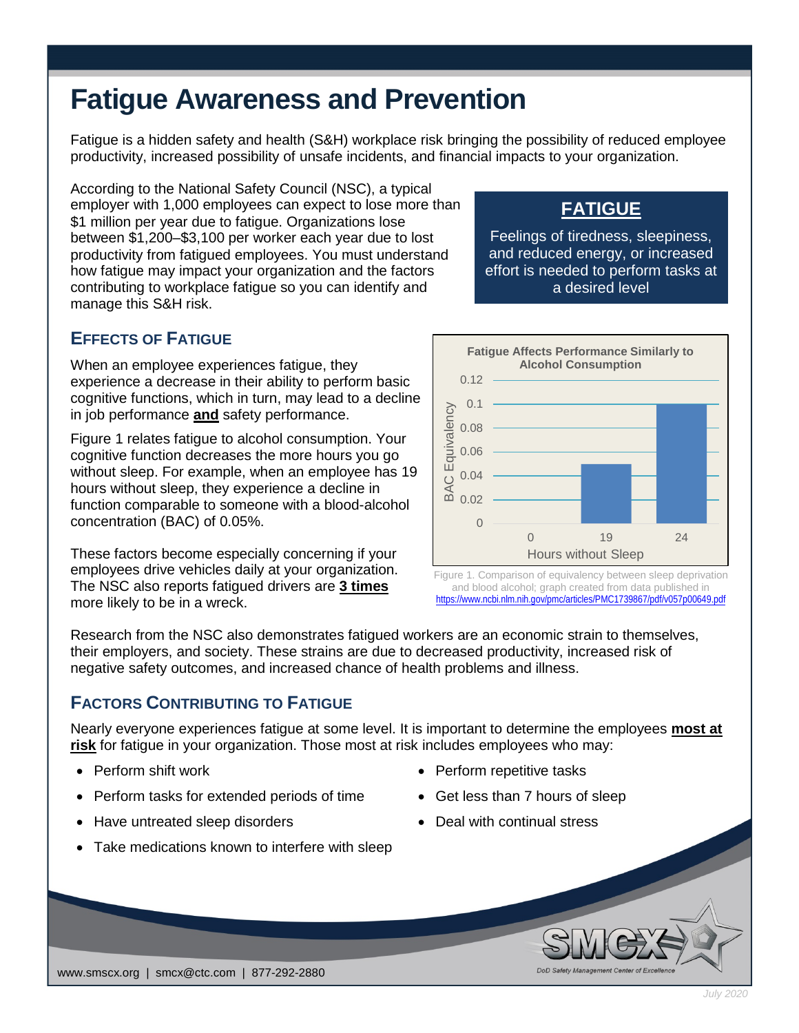# Fatigue Awareness and Prevention

Fatigue is a hidden safety and health (S&H) workplace risk bringing the possibility of reduced employee productivity, increased possibility of unsafe incidents, and financial impacts to your organization.

According to the National Safety Council (NSC), a typical employer with 1,000 employees can expect to lose more than $1 million per year due to fatigue. Organizations lose between $1,200–$3,100 per worker each year due to lost productivity from fatigued employees. You must understand how fatigue may impact your organization and the factors contributing to workplace fatigue so you can identify and manage this S&H risk.

> **FATIGUE**
>
> Feelings of tiredness, sleepiness, and reduced energy, or increased effort is needed to perform tasks at a desired level

## Effects of Fatigue

When an employee experiences fatigue, they experience a decrease in their ability to perform basic cognitive functions, which in turn, may lead to a decline in job performance **and** safety performance.

Figure 1 relates fatigue to alcohol consumption. Your cognitive function decreases the more hours you go without sleep. For example, when an employee has 19 hours without sleep, they experience a decline in function comparable to someone with a blood-alcohol concentration (BAC) of 0.05%.

These factors become especially concerning if your employees drive vehicles daily at your organization. The NSC also reports fatigued drivers are **3 times** more likely to be in a wreck.

**Fatigue Affects Performance Similarly to Alcohol Consumption**

| Hours without Sleep | BAC Equivalency |
|---|---|
| 0 | 0 |
| 19 | 0.05 |
| 24 | 0.1 |

Figure 1. Comparison of equivalency between sleep deprivation and blood alcohol; graph created from data published in https://www.ncbi.nlm.nih.gov/pmc/articles/PMC1739867/pdf/v057p00649.pdf

Research from the NSC also demonstrates fatigued workers are an economic strain to themselves, their employers, and society. These strains are due to decreased productivity, increased risk of negative safety outcomes, and increased chance of health problems and illness.

## Factors Contributing to Fatigue

Nearly everyone experiences fatigue at some level. It is important to determine the employees **most at risk** for fatigue in your organization. Those most at risk includes employees who may:

- Perform shift work
- Perform tasks for extended periods of time
- Have untreated sleep disorders
- Take medications known to interfere with sleep
- Perform repetitive tasks
- Get less than 7 hours of sleep
- Deal with continual stress

www.smscx.org | smcx@ctc.com | 877-292-2880

July 2020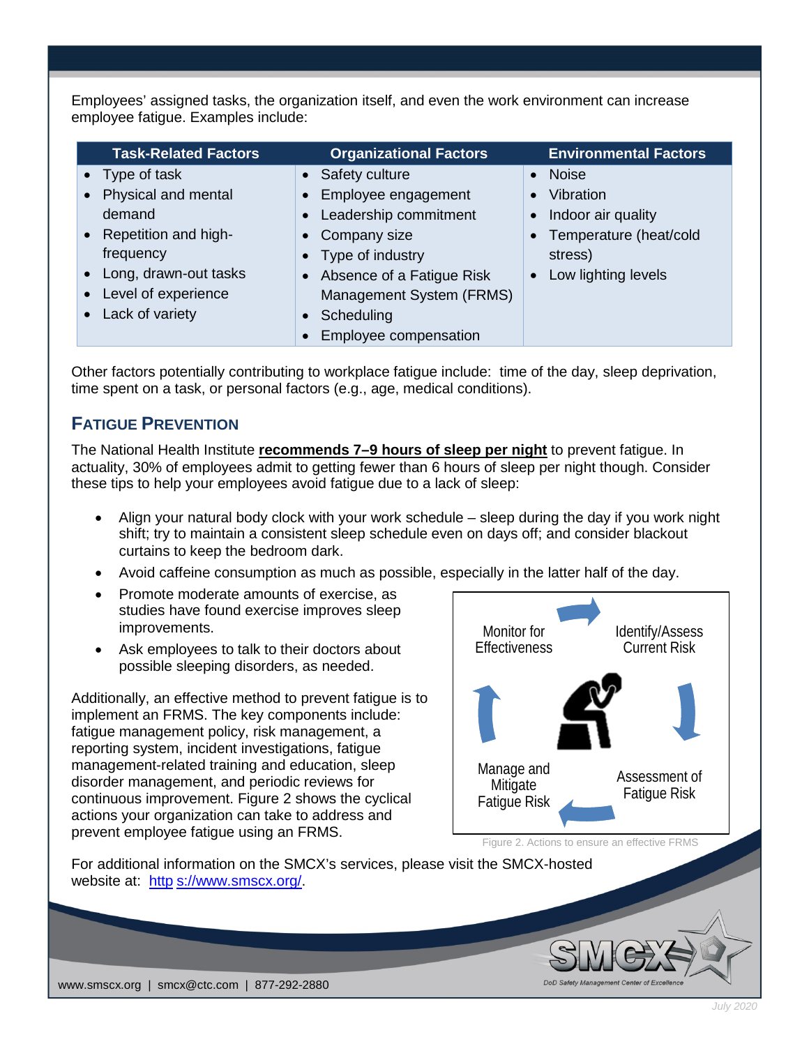Employees' assigned tasks, the organization itself, and even the work environment can increase employee fatigue. Examples include:

| Task-Related Factors | Organizational Factors | Environmental Factors |
|---|---|---|
| • Type of task<br>• Physical and mental demand<br>• Repetition and high-frequency<br>• Long, drawn-out tasks<br>• Level of experience<br>• Lack of variety | • Safety culture<br>• Employee engagement<br>• Leadership commitment<br>• Company size<br>• Type of industry<br>• Absence of a Fatigue Risk Management System (FRMS)<br>• Scheduling<br>• Employee compensation | • Noise<br>• Vibration<br>• Indoor air quality<br>• Temperature (heat/cold stress)<br>• Low lighting levels |

Other factors potentially contributing to workplace fatigue include: time of the day, sleep deprivation, time spent on a task, or personal factors (e.g., age, medical conditions).

## Fatigue Prevention

The National Health Institute **recommends 7–9 hours of sleep per night** to prevent fatigue. In actuality, 30% of employees admit to getting fewer than 6 hours of sleep per night though. Consider these tips to help your employees avoid fatigue due to a lack of sleep:

- Align your natural body clock with your work schedule – sleep during the day if you work night shift; try to maintain a consistent sleep schedule even on days off; and consider blackout curtains to keep the bedroom dark.
- Avoid caffeine consumption as much as possible, especially in the latter half of the day.
- Promote moderate amounts of exercise, as studies have found exercise improves sleep improvements.
- Ask employees to talk to their doctors about possible sleeping disorders, as needed.

Additionally, an effective method to prevent fatigue is to implement an FRMS. The key components include: fatigue management policy, risk management, a reporting system, incident investigations, fatigue management-related training and education, sleep disorder management, and periodic reviews for continuous improvement. Figure 2 shows the cyclical actions your organization can take to address and prevent employee fatigue using an FRMS.

Identify/Assess Current Risk

Assessment of Fatigue Risk

Manage and Mitigate Fatigue Risk

Monitor for Effectiveness

Figure 2. Actions to ensure an effective FRMS

For additional information on the SMCX's services, please visit the SMCX-hosted website at: https://www.smscx.org/.

www.smcx.org | smcx@ctc.com | 877-292-2880

DoD Safety Management Center of Excellence

July 2020